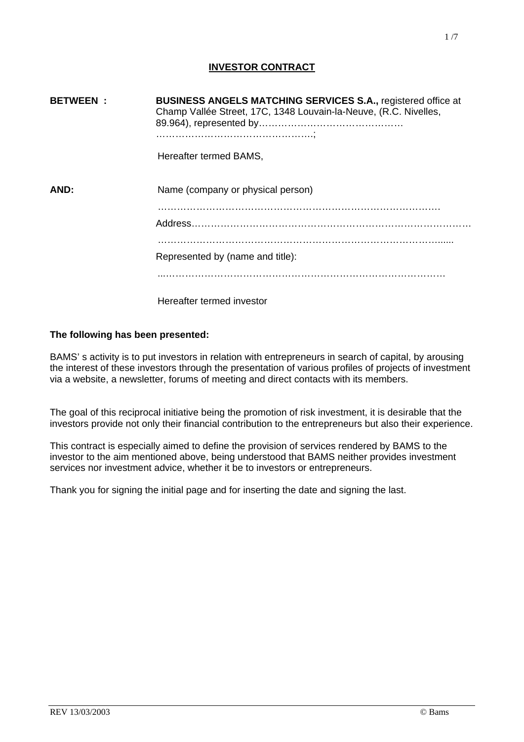# INVESTOR CONTRACT

**BETWEEN :** **BUSINESS ANGELS MATCHING SERVICES S.A.,** registered office at Champ Vallée Street, 17C, 1348 Louvain-la-Neuve, (R.C. Nivelles, 89.964), represented by……………………………………… ………………………………………….;

Hereafter termed BAMS,

**AND:** Name (company or physical person)

……………………………………………………………………………

Address…………………………………………………………………………………

…………………………………………………………………………......

Represented by (name and title):

...……………………………………………………………………………

Hereafter termed investor

**The following has been presented:**

BAMS' s activity is to put investors in relation with entrepreneurs in search of capital, by arousing the interest of these investors through the presentation of various profiles of projects of investment via a website, a newsletter, forums of meeting and direct contacts with its members.

The goal of this reciprocal initiative being the promotion of risk investment, it is desirable that the investors provide not only their financial contribution to the entrepreneurs but also their experience.

This contract is especially aimed to define the provision of services rendered by BAMS to the investor to the aim mentioned above, being understood that BAMS neither provides investment services nor investment advice, whether it be to investors or entrepreneurs.

Thank you for signing the initial page and for inserting the date and signing the last.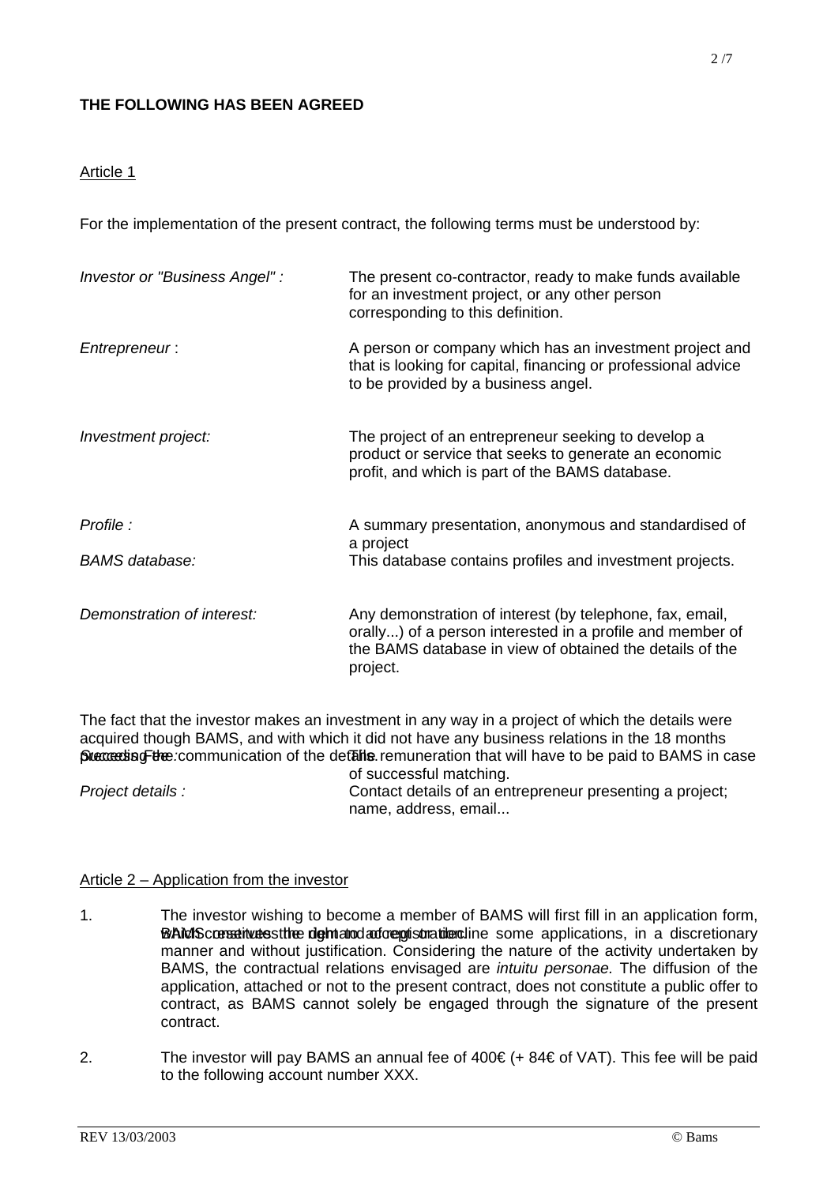**THE FOLLOWING HAS BEEN AGREED**

Article 1

For the implementation of the present contract, the following terms must be understood by:

| | |
|---|---|
| *Investor or "Business Angel" :* | The present co-contractor, ready to make funds available for an investment project, or any other person corresponding to this definition. |
| *Entrepreneur* : | A person or company which has an investment project and that is looking for capital, financing or professional advice to be provided by a business angel. |
| *Investment project:* | The project of an entrepreneur seeking to develop a product or service that seeks to generate an economic profit, and which is part of the BAMS database. |
| *Profile :* | A summary presentation, anonymous and standardised of a project |
| *BAMS database:* | This database contains profiles and investment projects. |
| *Demonstration of interest:* | Any demonstration of interest (by telephone, fax, email, orally...) of a person interested in a profile and member of the BAMS database in view of obtained the details of the project. |

The fact that the investor makes an investment in any way in a project of which the details were acquired though BAMS, and with which it did not have any business relations in the 18 months preceding the communication of the details.

| | |
|---|---|
| *Success Fee :* | The remuneration that will have to be paid to BAMS in case of successful matching. |
| *Project details :* | Contact details of an entrepreneur presenting a project; name, address, email... |

Article 2 – Application from the investor

1. The investor wishing to become a member of BAMS will first fill in an application form, which constitutes the demand of registration. BAMS reserves the right to accept or decline some applications, in a discretionary manner and without justification. Considering the nature of the activity undertaken by BAMS, the contractual relations envisaged are *intuitu personae.* The diffusion of the application, attached or not to the present contract, does not constitute a public offer to contract, as BAMS cannot solely be engaged through the signature of the present contract.

2. The investor will pay BAMS an annual fee of 400€ (+ 84€ of VAT). This fee will be paid to the following account number XXX.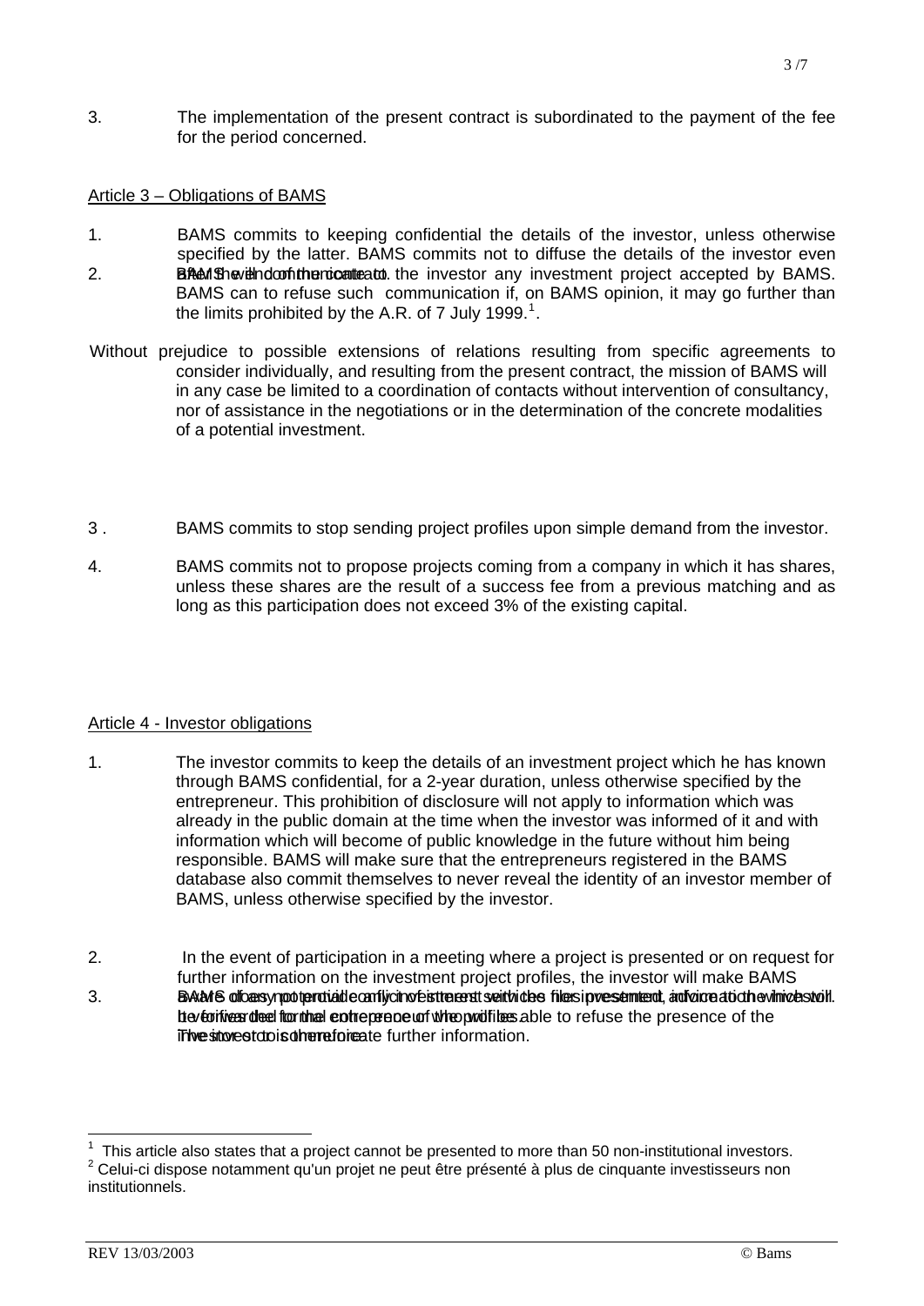3. The implementation of the present contract is subordinated to the payment of the fee for the period concerned.

Article 3 – Obligations of BAMS

1. BAMS commits to keeping confidential the details of the investor, unless otherwise specified by the latter. BAMS commits not to diffuse the details of the investor even after the end of the contract.

2. BAMS will communicate to the investor any investment project accepted by BAMS. BAMS can to refuse such communication if, on BAMS opinion, it may go further than the limits prohibited by the A.R. of 7 July 1999.[1].

Without prejudice to possible extensions of relations resulting from specific agreements to consider individually, and resulting from the present contract, the mission of BAMS will in any case be limited to a coordination of contacts without intervention of consultancy, nor of assistance in the negotiations or in the determination of the concrete modalities of a potential investment.

3 . BAMS commits to stop sending project profiles upon simple demand from the investor.

4. BAMS commits not to propose projects coming from a company in which it has shares, unless these shares are the result of a success fee from a previous matching and as long as this participation does not exceed 3% of the existing capital.

Article 4 - Investor obligations

1. The investor commits to keep the details of an investment project which he has known through BAMS confidential, for a 2-year duration, unless otherwise specified by the entrepreneur. This prohibition of disclosure will not apply to information which was already in the public domain at the time when the investor was informed of it and with information which will become of public knowledge in the future without him being responsible. BAMS will make sure that the entrepreneurs registered in the BAMS database also commit themselves to never reveal the identity of an investor member of BAMS, unless otherwise specified by the investor.

2. In the event of participation in a meeting where a project is presented or on request for further information on the investment project profiles, the investor will make BAMS aware of any potential conflict of interest with the project presented, information which will be forwarded to the entrepreneur who will be able to refuse the presence of the investor or to communicate further information.

3. BAMS does not provide any investment services nor investment advice to the investor. It verifies the formal coherence of the profiles. The investor is therefore

---

[1] This article also states that a project cannot be presented to more than 50 non-institutional investors.

[2] Celui-ci dispose notamment qu'un projet ne peut être présenté à plus de cinquante investisseurs non institutionnels.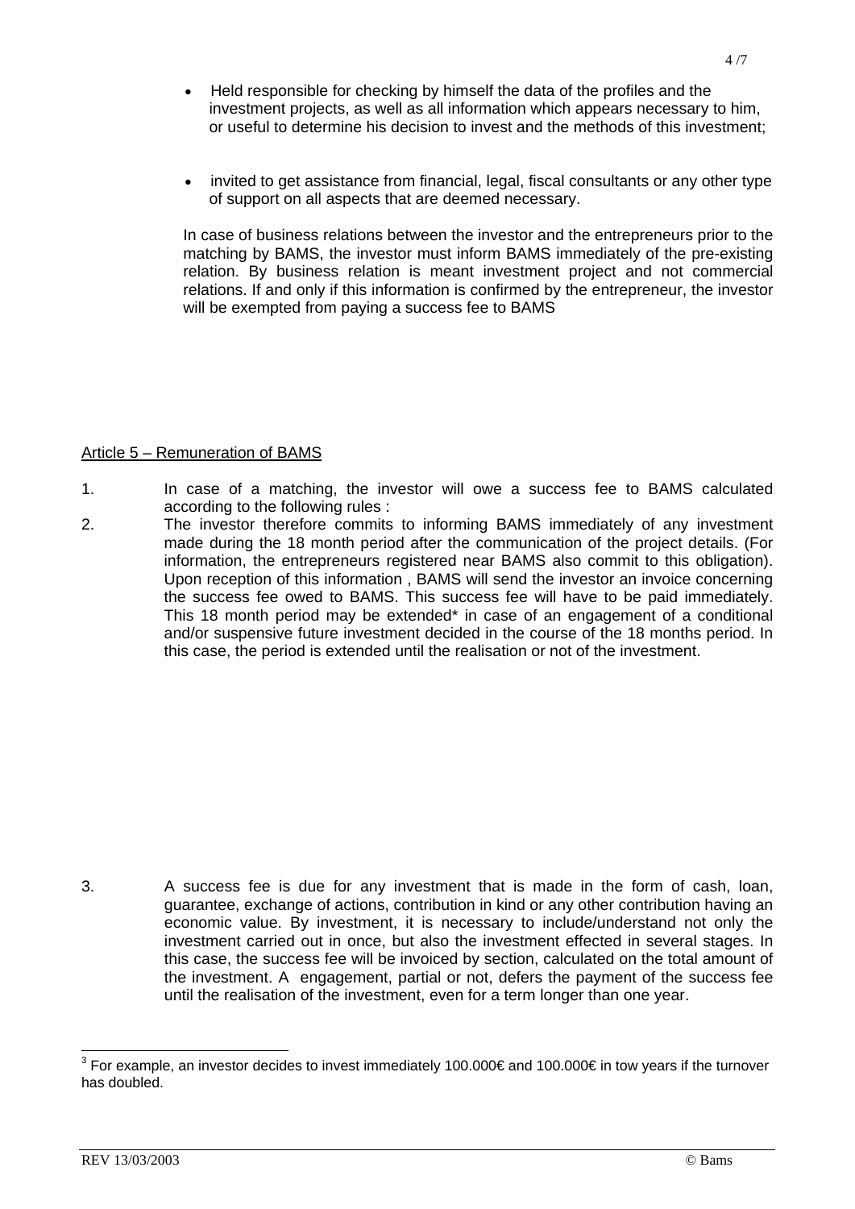- Held responsible for checking by himself the data of the profiles and the investment projects, as well as all information which appears necessary to him, or useful to determine his decision to invest and the methods of this investment;

- invited to get assistance from financial, legal, fiscal consultants or any other type of support on all aspects that are deemed necessary.

In case of business relations between the investor and the entrepreneurs prior to the matching by BAMS, the investor must inform BAMS immediately of the pre-existing relation. By business relation is meant investment project and not commercial relations. If and only if this information is confirmed by the entrepreneur, the investor will be exempted from paying a success fee to BAMS

## Article 5 – Remuneration of BAMS

1. In case of a matching, the investor will owe a success fee to BAMS calculated according to the following rules :
2. The investor therefore commits to informing BAMS immediately of any investment made during the 18 month period after the communication of the project details. (For information, the entrepreneurs registered near BAMS also commit to this obligation). Upon reception of this information , BAMS will send the investor an invoice concerning the success fee owed to BAMS. This success fee will have to be paid immediately. This 18 month period may be extended* in case of an engagement of a conditional and/or suspensive future investment decided in the course of the 18 months period. In this case, the period is extended until the realisation or not of the investment.

3. A success fee is due for any investment that is made in the form of cash, loan, guarantee, exchange of actions, contribution in kind or any other contribution having an economic value. By investment, it is necessary to include/understand not only the investment carried out in once, but also the investment effected in several stages. In this case, the success fee will be invoiced by section, calculated on the total amount of the investment. A engagement, partial or not, defers the payment of the success fee until the realisation of the investment, even for a term longer than one year.

---

[3] For example, an investor decides to invest immediately 100.000€ and 100.000€ in tow years if the turnover has doubled.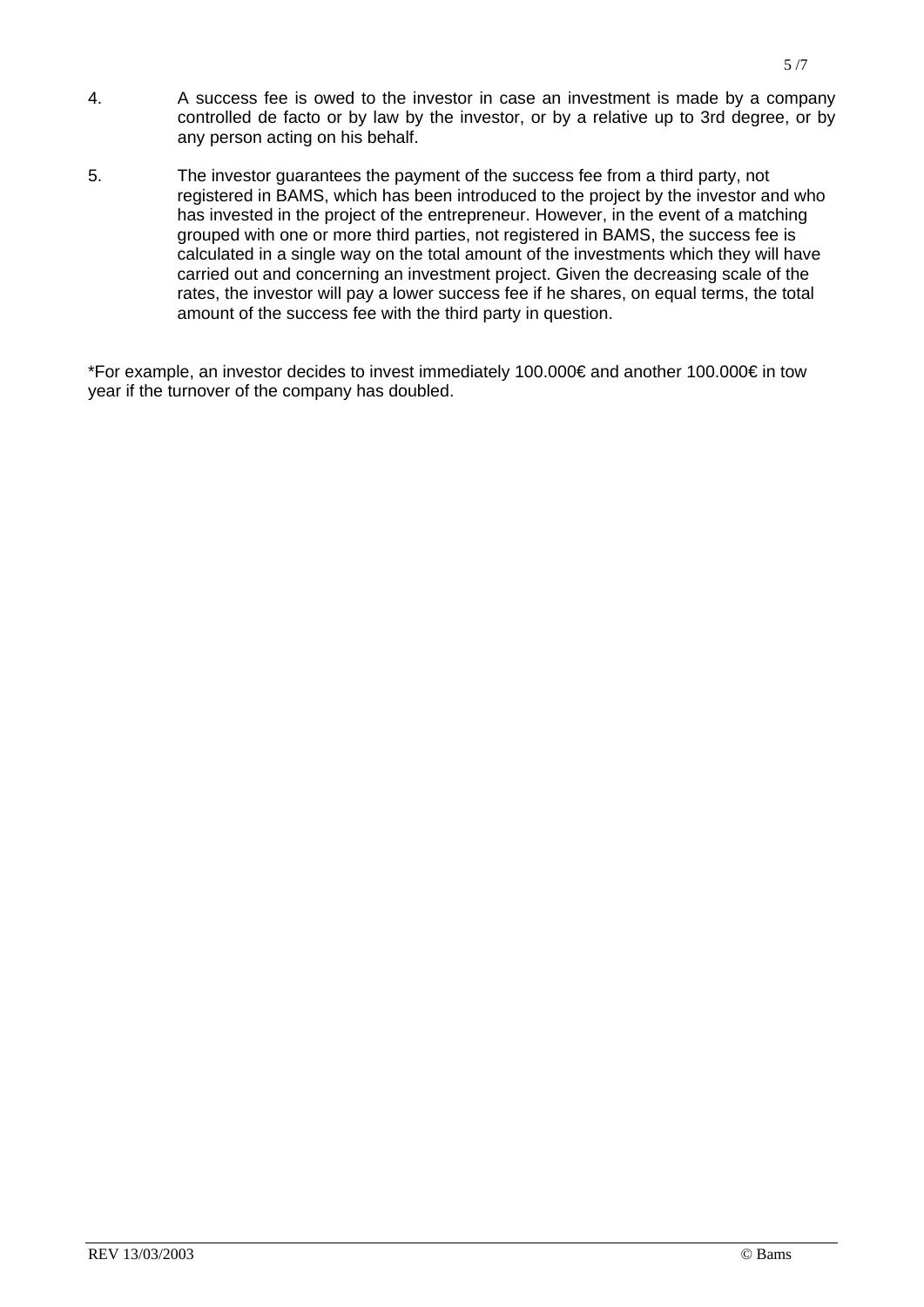4. A success fee is owed to the investor in case an investment is made by a company controlled de facto or by law by the investor, or by a relative up to 3rd degree, or by any person acting on his behalf.

5. The investor guarantees the payment of the success fee from a third party, not registered in BAMS, which has been introduced to the project by the investor and who has invested in the project of the entrepreneur. However, in the event of a matching grouped with one or more third parties, not registered in BAMS, the success fee is calculated in a single way on the total amount of the investments which they will have carried out and concerning an investment project. Given the decreasing scale of the rates, the investor will pay a lower success fee if he shares, on equal terms, the total amount of the success fee with the third party in question.

*For example, an investor decides to invest immediately 100.000€ and another 100.000€ in tow year if the turnover of the company has doubled.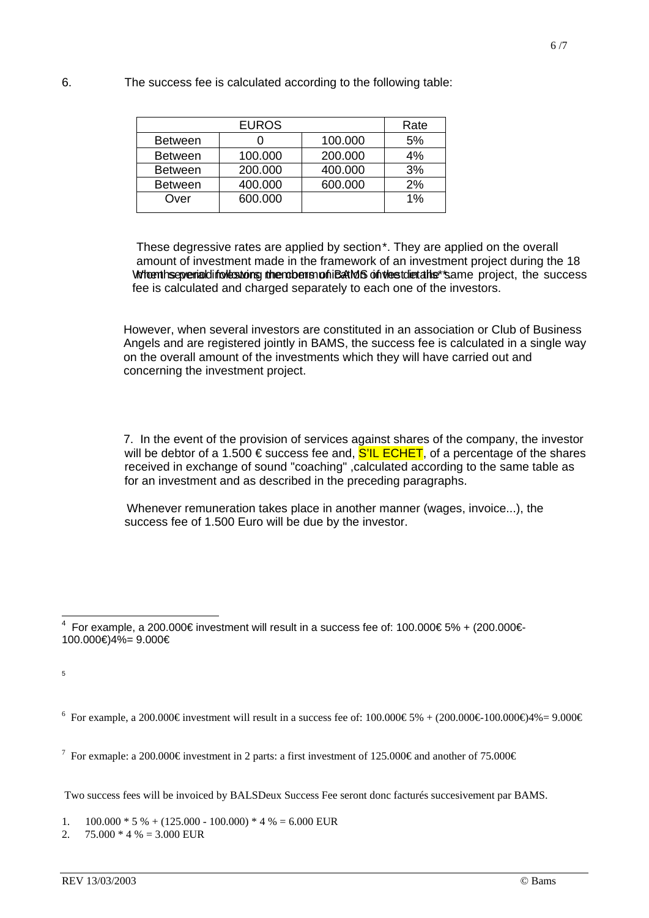6. The success fee is calculated according to the following table:

| EUROS | | | Rate |
|---|---|---|---|
| Between | 0 | 100.000 | 5% |
| Between | 100.000 | 200.000 | 4% |
| Between | 200.000 | 400.000 | 3% |
| Between | 400.000 | 600.000 | 2% |
| Over | 600.000 | | 1% |

These degressive rates are applied by section*. They are applied on the overall amount of investment made in the framework of an investment project during the 18 months period following the communication of the details**. When several members of BAMS invest in the same project, the success fee is calculated and charged separately to each one of the investors.

However, when several investors are constituted in an association or Club of Business Angels and are registered jointly in BAMS, the success fee is calculated in a single way on the overall amount of the investments which they will have carried out and concerning the investment project.

7. In the event of the provision of services against shares of the company, the investor will be debtor of a 1.500 € success fee and, S'IL ECHET, of a percentage of the shares received in exchange of sound "coaching" ,calculated according to the same table as for an investment and as described in the preceding paragraphs.

Whenever remuneration takes place in another manner (wages, invoice...), the success fee of 1.500 Euro will be due by the investor.

---

[4] For example, a 200.000€ investment will result in a success fee of: 100.000€ 5% + (200.000€-100.000€)4%= 9.000€

[5]

[6] For example, a 200.000€ investment will result in a success fee of: 100.000€ 5% + (200.000€-100.000€)4%= 9.000€

[7] For exmaple: a 200.000€ investment in 2 parts: a first investment of 125.000€ and another of 75.000€

Two success fees will be invoiced by BALSDeux Success Fee seront donc facturés succesivement par BAMS.

1. 100.000 * 5 % + (125.000 - 100.000) * 4 % = 6.000 EUR
2. 75.000 * 4 % = 3.000 EUR

REV 13/03/2003 © Bams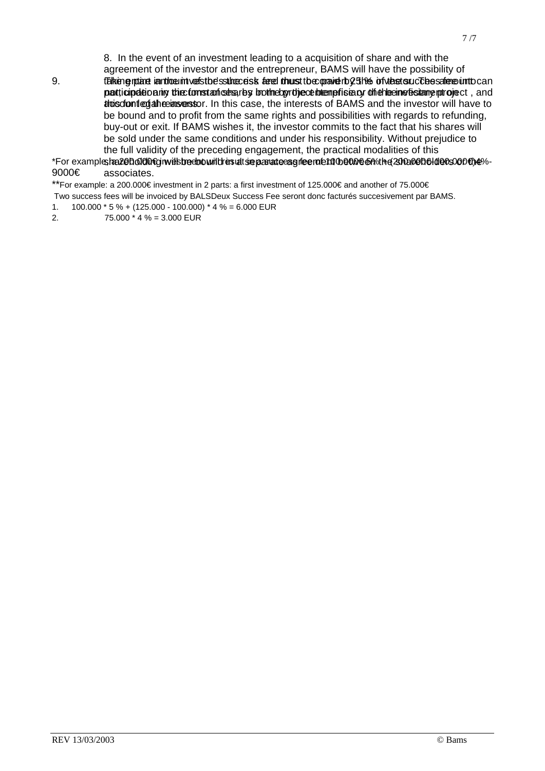8. In the event of an investment leading to a acquisition of share and with the agreement of the investor and the entrepreneur, BAMS will have the possibility of taking part in the investment and thus to convert 25% of the success fee into participation in the form of shares, by the project beneficiary or the investor, at the conditions of the investor. In this case, the interests of BAMS and the investor will have to be bound and to profit from the same rights and possibilities with regards to refunding, buy-out or exit. If BAMS wishes it, the investor commits to the fact that his shares will be sold under the same conditions and under his responsibility. Without prejudice to the full validity of the preceding engagement, the practical modalities of this shareholding will be bound in a separate agreement between the shareholders or the associates.

9. The entire amount of the success fee must be paid by the investor. The amount can not, directly or indirectly, be borne by the enterprise or the beneficiary project, and is for the account of the investor.

*For example: a 200.000€ investment will result in a success fee of 100.000 * 5% + (200.000-100.000) * 4% = 9000€

**For example: a 200.000€ investment in 2 parts: a first investment of 125.000€ and another of 75.000€

Two success fees will be invoiced by BALSDeux Success Fee seront donc facturés succesivement par BAMS.

1. 100.000 * 5 % + (125.000 - 100.000) * 4 % = 6.000 EUR
2. 75.000 * 4 % = 3.000 EUR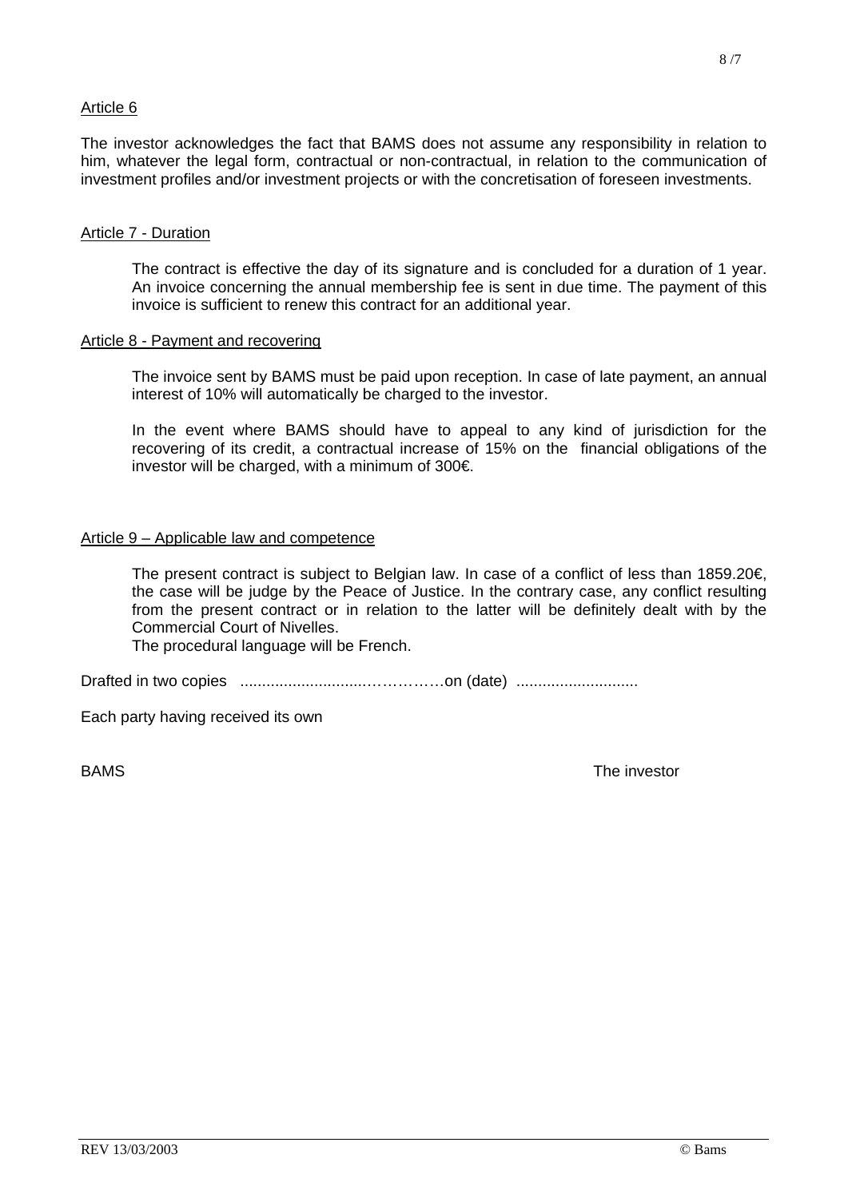Article 6

The investor acknowledges the fact that BAMS does not assume any responsibility in relation to him, whatever the legal form, contractual or non-contractual, in relation to the communication of investment profiles and/or investment projects or with the concretisation of foreseen investments.

Article 7 - Duration

The contract is effective the day of its signature and is concluded for a duration of 1 year. An invoice concerning the annual membership fee is sent in due time. The payment of this invoice is sufficient to renew this contract for an additional year.

Article 8 - Payment and recovering

The invoice sent by BAMS must be paid upon reception. In case of late payment, an annual interest of 10% will automatically be charged to the investor.

In the event where BAMS should have to appeal to any kind of jurisdiction for the recovering of its credit, a contractual increase of 15% on the financial obligations of the investor will be charged, with a minimum of 300€.

Article 9 – Applicable law and competence

The present contract is subject to Belgian law. In case of a conflict of less than 1859.20€, the case will be judge by the Peace of Justice. In the contrary case, any conflict resulting from the present contract or in relation to the latter will be definitely dealt with by the Commercial Court of Nivelles.
The procedural language will be French.

Drafted in two copies ..............................……………on (date) ............................

Each party having received its own

BAMS The investor